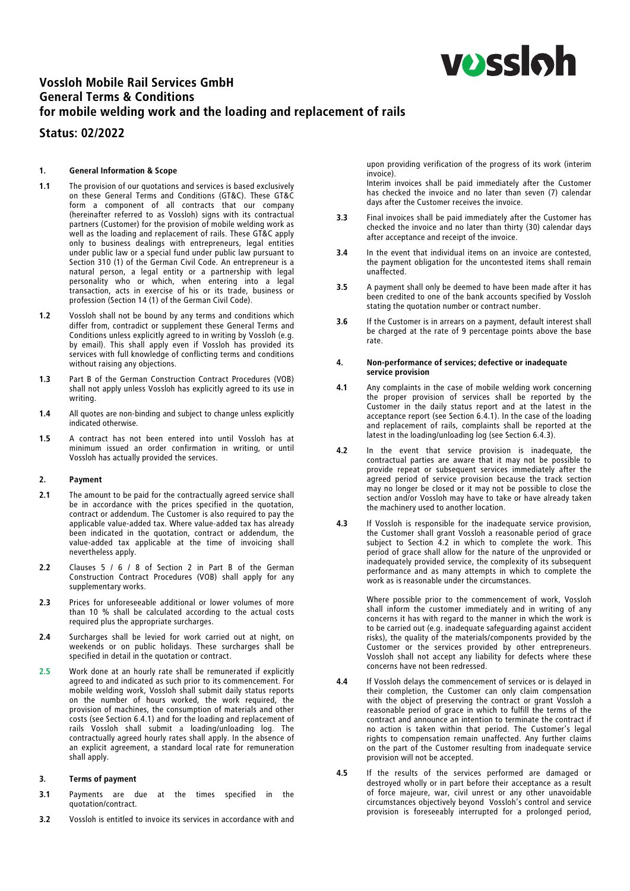# Vossloh Mobile Rail Services GmbH
# General Terms & Conditions
# for mobile welding work and the loading and replacement of rails

## Status: 02/2022

### 1. General Information & Scope

**1.1** The provision of our quotations and services is based exclusively on these General Terms and Conditions (GT&C). These GT&C form a component of all contracts that our company (hereinafter referred to as Vossloh) signs with its contractual partners (Customer) for the provision of mobile welding work as well as the loading and replacement of rails. These GT&C apply only to business dealings with entrepreneurs, legal entities under public law or a special fund under public law pursuant to Section 310 (1) of the German Civil Code. An entrepreneur is a natural person, a legal entity or a partnership with legal personality who or which, when entering into a legal transaction, acts in exercise of his or its trade, business or profession (Section 14 (1) of the German Civil Code).

**1.2** Vossloh shall not be bound by any terms and conditions which differ from, contradict or supplement these General Terms and Conditions unless explicitly agreed to in writing by Vossloh (e.g. by email). This shall apply even if Vossloh has provided its services with full knowledge of conflicting terms and conditions without raising any objections.

**1.3** Part B of the German Construction Contract Procedures (VOB) shall not apply unless Vossloh has explicitly agreed to its use in writing.

**1.4** All quotes are non-binding and subject to change unless explicitly indicated otherwise.

**1.5** A contract has not been entered into until Vossloh has at minimum issued an order confirmation in writing, or until Vossloh has actually provided the services.

### 2. Payment

**2.1** The amount to be paid for the contractually agreed service shall be in accordance with the prices specified in the quotation, contract or addendum. The Customer is also required to pay the applicable value-added tax. Where value-added tax has already been indicated in the quotation, contract or addendum, the value-added tax applicable at the time of invoicing shall nevertheless apply.

**2.2** Clauses 5 / 6 / 8 of Section 2 in Part B of the German Construction Contract Procedures (VOB) shall apply for any supplementary works.

**2.3** Prices for unforeseeable additional or lower volumes of more than 10 % shall be calculated according to the actual costs required plus the appropriate surcharges.

**2.4** Surcharges shall be levied for work carried out at night, on weekends or on public holidays. These surcharges shall be specified in detail in the quotation or contract.

**2.5** Work done at an hourly rate shall be remunerated if explicitly agreed to and indicated as such prior to its commencement. For mobile welding work, Vossloh shall submit daily status reports on the number of hours worked, the work required, the provision of machines, the consumption of materials and other costs (see Section 6.4.1) and for the loading and replacement of rails Vossloh shall submit a loading/unloading log. The contractually agreed hourly rates shall apply. In the absence of an explicit agreement, a standard local rate for remuneration shall apply.

### 3. Terms of payment

**3.1** Payments are due at the times specified in the quotation/contract.

**3.2** Vossloh is entitled to invoice its services in accordance with and upon providing verification of the progress of its work (interim invoice).
Interim invoices shall be paid immediately after the Customer has checked the invoice and no later than seven (7) calendar days after the Customer receives the invoice.

**3.3** Final invoices shall be paid immediately after the Customer has checked the invoice and no later than thirty (30) calendar days after acceptance and receipt of the invoice.

**3.4** In the event that individual items on an invoice are contested, the payment obligation for the uncontested items shall remain unaffected.

**3.5** A payment shall only be deemed to have been made after it has been credited to one of the bank accounts specified by Vossloh stating the quotation number or contract number.

**3.6** If the Customer is in arrears on a payment, default interest shall be charged at the rate of 9 percentage points above the base rate.

### 4. Non-performance of services; defective or inadequate service provision

**4.1** Any complaints in the case of mobile welding work concerning the proper provision of services shall be reported by the Customer in the daily status report and at the latest in the acceptance report (see Section 6.4.1). In the case of the loading and replacement of rails, complaints shall be reported at the latest in the loading/unloading log (see Section 6.4.3).

**4.2** In the event that service provision is inadequate, the contractual parties are aware that it may not be possible to provide repeat or subsequent services immediately after the agreed period of service provision because the track section may no longer be closed or it may not be possible to close the section and/or Vossloh may have to take or have already taken the machinery used to another location.

**4.3** If Vossloh is responsible for the inadequate service provision, the Customer shall grant Vossloh a reasonable period of grace subject to Section 4.2 in which to complete the work. This period of grace shall allow for the nature of the unprovided or inadequately provided service, the complexity of its subsequent performance and as many attempts in which to complete the work as is reasonable under the circumstances.

Where possible prior to the commencement of work, Vossloh shall inform the customer immediately and in writing of any concerns it has with regard to the manner in which the work is to be carried out (e.g. inadequate safeguarding against accident risks), the quality of the materials/components provided by the Customer or the services provided by other entrepreneurs. Vossloh shall not accept any liability for defects where these concerns have not been redressed.

**4.4** If Vossloh delays the commencement of services or is delayed in their completion, the Customer can only claim compensation with the object of preserving the contract or grant Vossloh a reasonable period of grace in which to fulfill the terms of the contract and announce an intention to terminate the contract if no action is taken within that period. The Customer's legal rights to compensation remain unaffected. Any further claims on the part of the Customer resulting from inadequate service provision will not be accepted.

**4.5** If the results of the services performed are damaged or destroyed wholly or in part before their acceptance as a result of force majeure, war, civil unrest or any other unavoidable circumstances objectively beyond Vossloh's control and service provision is foreseeably interrupted for a prolonged period,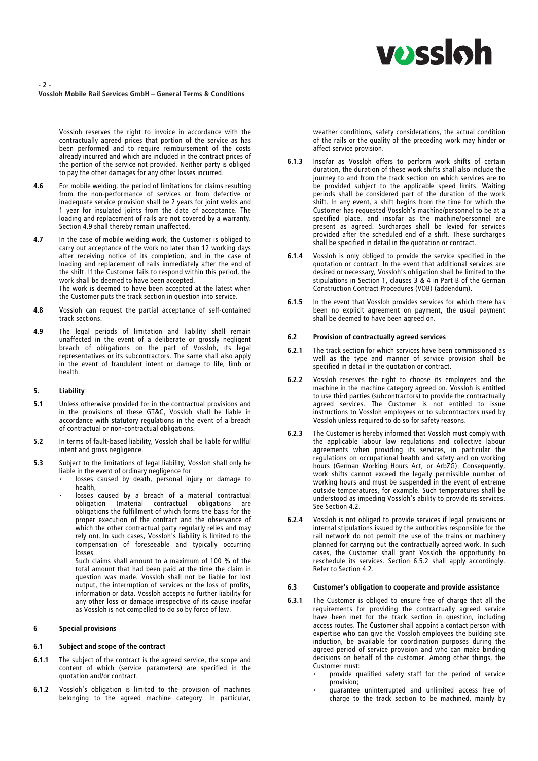Vossloh reserves the right to invoice in accordance with the contractually agreed prices that portion of the service as has been performed and to require reimbursement of the costs already incurred and which are included in the contract prices of the portion of the service not provided. Neither party is obliged to pay the other damages for any other losses incurred.

**4.6** For mobile welding, the period of limitations for claims resulting from the non-performance of services or from defective or inadequate service provision shall be 2 years for joint welds and 1 year for insulated joints from the date of acceptance. The loading and replacement of rails are not covered by a warranty. Section 4.9 shall thereby remain unaffected.

**4.7** In the case of mobile welding work, the Customer is obliged to carry out acceptance of the work no later than 12 working days after receiving notice of its completion, and in the case of loading and replacement of rails immediately after the end of the shift. If the Customer fails to respond within this period, the work shall be deemed to have been accepted.
The work is deemed to have been accepted at the latest when the Customer puts the track section in question into service.

**4.8** Vossloh can request the partial acceptance of self-contained track sections.

**4.9** The legal periods of limitation and liability shall remain unaffected in the event of a deliberate or grossly negligent breach of obligations on the part of Vossloh, its legal representatives or its subcontractors. The same shall also apply in the event of fraudulent intent or damage to life, limb or health.

## 5. Liability

**5.1** Unless otherwise provided for in the contractual provisions and in the provisions of these GT&C, Vossloh shall be liable in accordance with statutory regulations in the event of a breach of contractual or non-contractual obligations.

**5.2** In terms of fault-based liability, Vossloh shall be liable for willful intent and gross negligence.

**5.3** Subject to the limitations of legal liability, Vossloh shall only be liable in the event of ordinary negligence for

- losses caused by death, personal injury or damage to health,
- losses caused by a breach of a material contractual obligation (material contractual obligations are obligations the fulfillment of which forms the basis for the proper execution of the contract and the observance of which the other contractual party regularly relies and may rely on). In such cases, Vossloh's liability is limited to the compensation of foreseeable and typically occurring losses.

  Such claims shall amount to a maximum of 100 % of the total amount that had been paid at the time the claim in question was made. Vossloh shall not be liable for lost output, the interruption of services or the loss of profits, information or data. Vossloh accepts no further liability for any other loss or damage irrespective of its cause insofar as Vossloh is not compelled to do so by force of law.

## 6 Special provisions

### 6.1 Subject and scope of the contract

**6.1.1** The subject of the contract is the agreed service, the scope and content of which (service parameters) are specified in the quotation and/or contract.

**6.1.2** Vossloh's obligation is limited to the provision of machines belonging to the agreed machine category. In particular, weather conditions, safety considerations, the actual condition of the rails or the quality of the preceding work may hinder or affect service provision.

**6.1.3** Insofar as Vossloh offers to perform work shifts of certain duration, the duration of these work shifts shall also include the journey to and from the track section on which services are to be provided subject to the applicable speed limits. Waiting periods shall be considered part of the duration of the work shift. In any event, a shift begins from the time for which the Customer has requested Vossloh's machine/personnel to be at a specified place, and insofar as the machine/personnel are present as agreed. Surcharges shall be levied for services provided after the scheduled end of a shift. These surcharges shall be specified in detail in the quotation or contract.

**6.1.4** Vossloh is only obliged to provide the service specified in the quotation or contract. In the event that additional services are desired or necessary, Vossloh's obligation shall be limited to the stipulations in Section 1, clauses 3 & 4 in Part B of the German Construction Contract Procedures (VOB) (addendum).

**6.1.5** In the event that Vossloh provides services for which there has been no explicit agreement on payment, the usual payment shall be deemed to have been agreed on.

### 6.2 Provision of contractually agreed services

**6.2.1** The track section for which services have been commissioned as well as the type and manner of service provision shall be specified in detail in the quotation or contract.

**6.2.2** Vossloh reserves the right to choose its employees and the machine in the machine category agreed on. Vossloh is entitled to use third parties (subcontractors) to provide the contractually agreed services. The Customer is not entitled to issue instructions to Vossloh employees or to subcontractors used by Vossloh unless required to do so for safety reasons.

**6.2.3** The Customer is hereby informed that Vossloh must comply with the applicable labour law regulations and collective labour agreements when providing its services, in particular the regulations on occupational health and safety and on working hours (German Working Hours Act, or ArbZG). Consequently, work shifts cannot exceed the legally permissible number of working hours and must be suspended in the event of extreme outside temperatures, for example. Such temperatures shall be understood as impeding Vossloh's ability to provide its services. See Section 4.2.

**6.2.4** Vossloh is not obliged to provide services if legal provisions or internal stipulations issued by the authorities responsible for the rail network do not permit the use of the trains or machinery planned for carrying out the contractually agreed work. In such cases, the Customer shall grant Vossloh the opportunity to reschedule its services. Section 6.5.2 shall apply accordingly. Refer to Section 4.2.

### 6.3 Customer's obligation to cooperate and provide assistance

**6.3.1** The Customer is obliged to ensure free of charge that all the requirements for providing the contractually agreed service have been met for the track section in question, including access routes. The Customer shall appoint a contact person with expertise who can give the Vossloh employees the building site induction, be available for coordination purposes during the agreed period of service provision and who can make binding decisions on behalf of the customer. Among other things, the Customer must:

- provide qualified safety staff for the period of service provision;
- guarantee uninterrupted and unlimited access free of charge to the track section to be machined, mainly by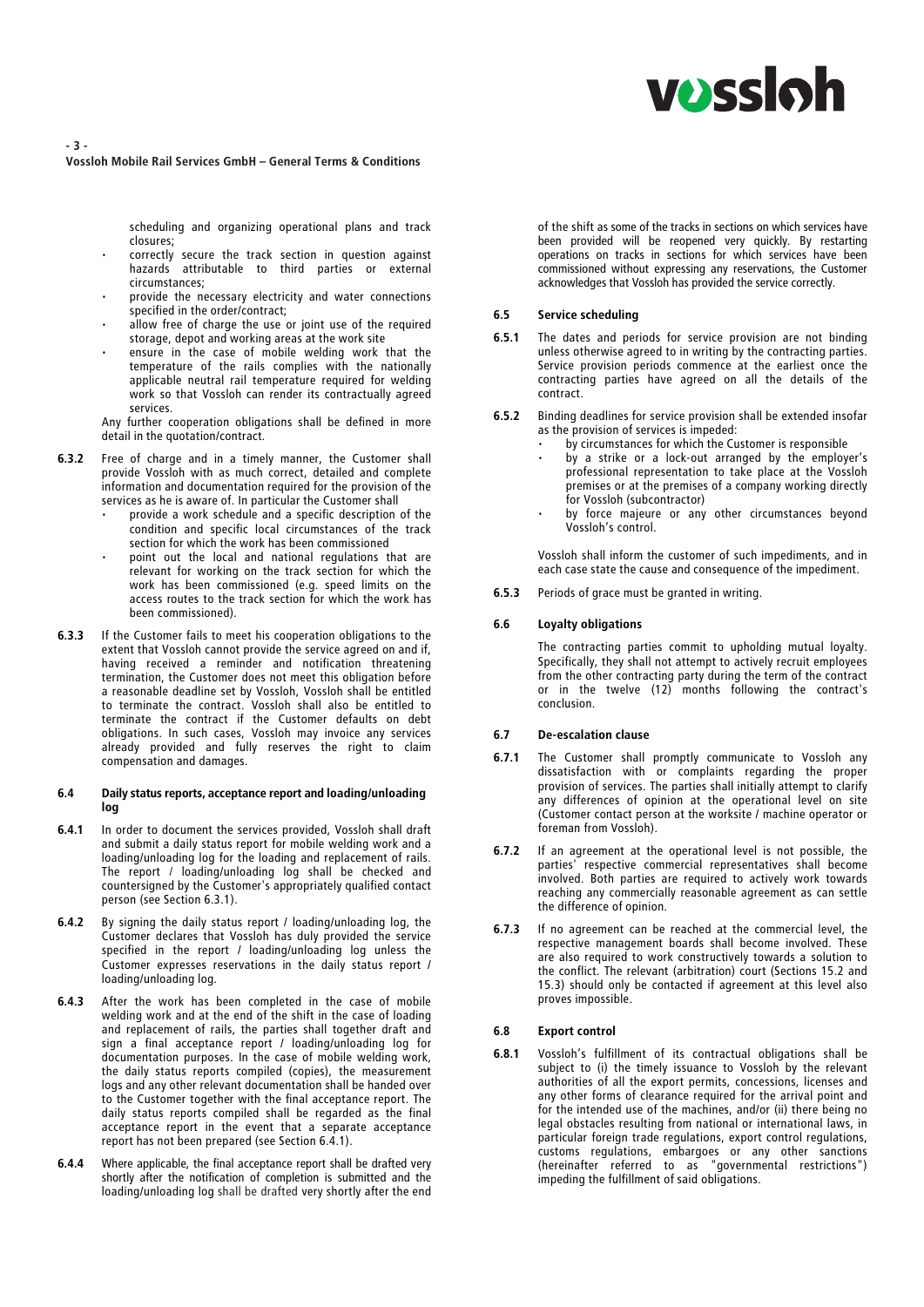scheduling and organizing operational plans and track closures;

- correctly secure the track section in question against hazards attributable to third parties or external circumstances;
- provide the necessary electricity and water connections specified in the order/contract;
- allow free of charge the use or joint use of the required storage, depot and working areas at the work site
- ensure in the case of mobile welding work that the temperature of the rails complies with the nationally applicable neutral rail temperature required for welding work so that Vossloh can render its contractually agreed services.

Any further cooperation obligations shall be defined in more detail in the quotation/contract.

**6.3.2** Free of charge and in a timely manner, the Customer shall provide Vossloh with as much correct, detailed and complete information and documentation required for the provision of the services as he is aware of. In particular the Customer shall

- provide a work schedule and a specific description of the condition and specific local circumstances of the track section for which the work has been commissioned
- point out the local and national regulations that are relevant for working on the track section for which the work has been commissioned (e.g. speed limits on the access routes to the track section for which the work has been commissioned).

**6.3.3** If the Customer fails to meet his cooperation obligations to the extent that Vossloh cannot provide the service agreed on and if, having received a reminder and notification threatening termination, the Customer does not meet this obligation before a reasonable deadline set by Vossloh, Vossloh shall be entitled to terminate the contract. Vossloh shall also be entitled to terminate the contract if the Customer defaults on debt obligations. In such cases, Vossloh may invoice any services already provided and fully reserves the right to claim compensation and damages.

### 6.4 Daily status reports, acceptance report and loading/unloading log

**6.4.1** In order to document the services provided, Vossloh shall draft and submit a daily status report for mobile welding work and a loading/unloading log for the loading and replacement of rails. The report / loading/unloading log shall be checked and countersigned by the Customer's appropriately qualified contact person (see Section 6.3.1).

**6.4.2** By signing the daily status report / loading/unloading log, the Customer declares that Vossloh has duly provided the service specified in the report / loading/unloading log unless the Customer expresses reservations in the daily status report / loading/unloading log.

**6.4.3** After the work has been completed in the case of mobile welding work and at the end of the shift in the case of loading and replacement of rails, the parties shall together draft and sign a final acceptance report / loading/unloading log for documentation purposes. In the case of mobile welding work, the daily status reports compiled (copies), the measurement logs and any other relevant documentation shall be handed over to the Customer together with the final acceptance report. The daily status reports compiled shall be regarded as the final acceptance report in the event that a separate acceptance report has not been prepared (see Section 6.4.1).

**6.4.4** Where applicable, the final acceptance report shall be drafted very shortly after the notification of completion is submitted and the loading/unloading log shall be drafted very shortly after the end of the shift as some of the tracks in sections on which services have been provided will be reopened very quickly. By restarting operations on tracks in sections for which services have been commissioned without expressing any reservations, the Customer acknowledges that Vossloh has provided the service correctly.

### 6.5 Service scheduling

**6.5.1** The dates and periods for service provision are not binding unless otherwise agreed to in writing by the contracting parties. Service provision periods commence at the earliest once the contracting parties have agreed on all the details of the contract.

**6.5.2** Binding deadlines for service provision shall be extended insofar as the provision of services is impeded:

- by circumstances for which the Customer is responsible
- by a strike or a lock-out arranged by the employer's professional representation to take place at the Vossloh premises or at the premises of a company working directly for Vossloh (subcontractor)
- by force majeure or any other circumstances beyond Vossloh's control.

Vossloh shall inform the customer of such impediments, and in each case state the cause and consequence of the impediment.

**6.5.3** Periods of grace must be granted in writing.

### 6.6 Loyalty obligations

The contracting parties commit to upholding mutual loyalty. Specifically, they shall not attempt to actively recruit employees from the other contracting party during the term of the contract or in the twelve (12) months following the contract's conclusion.

### 6.7 De-escalation clause

**6.7.1** The Customer shall promptly communicate to Vossloh any dissatisfaction with or complaints regarding the proper provision of services. The parties shall initially attempt to clarify any differences of opinion at the operational level on site (Customer contact person at the worksite / machine operator or foreman from Vossloh).

**6.7.2** If an agreement at the operational level is not possible, the parties' respective commercial representatives shall become involved. Both parties are required to actively work towards reaching any commercially reasonable agreement as can settle the difference of opinion.

**6.7.3** If no agreement can be reached at the commercial level, the respective management boards shall become involved. These are also required to work constructively towards a solution to the conflict. The relevant (arbitration) court (Sections 15.2 and 15.3) should only be contacted if agreement at this level also proves impossible.

### 6.8 Export control

**6.8.1** Vossloh's fulfillment of its contractual obligations shall be subject to (i) the timely issuance to Vossloh by the relevant authorities of all the export permits, concessions, licenses and any other forms of clearance required for the arrival point and for the intended use of the machines, and/or (ii) there being no legal obstacles resulting from national or international laws, in particular foreign trade regulations, export control regulations, customs regulations, embargoes or any other sanctions (hereinafter referred to as "governmental restrictions") impeding the fulfillment of said obligations.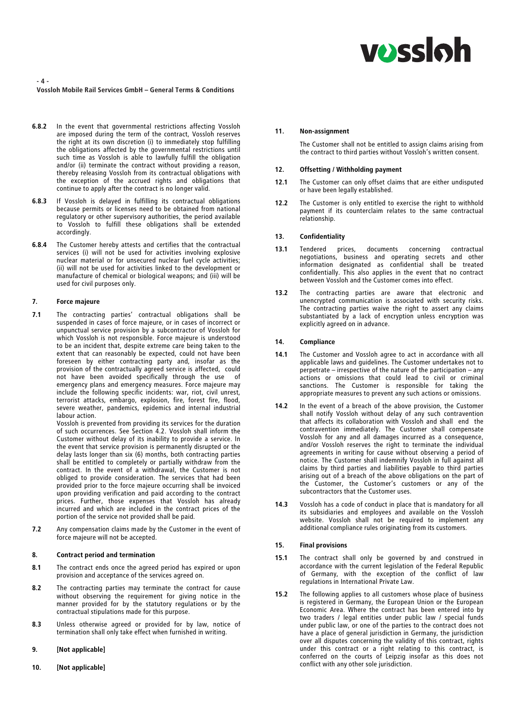**6.8.2** In the event that governmental restrictions affecting Vossloh are imposed during the term of the contract, Vossloh reserves the right at its own discretion (i) to immediately stop fulfilling the obligations affected by the governmental restrictions until such time as Vossloh is able to lawfully fulfill the obligation and/or (ii) terminate the contract without providing a reason, thereby releasing Vossloh from its contractual obligations with the exception of the accrued rights and obligations that continue to apply after the contract is no longer valid.

**6.8.3** If Vossloh is delayed in fulfilling its contractual obligations because permits or licenses need to be obtained from national regulatory or other supervisory authorities, the period available to Vossloh to fulfill these obligations shall be extended accordingly.

**6.8.4** The Customer hereby attests and certifies that the contractual services (i) will not be used for activities involving explosive nuclear material or for unsecured nuclear fuel cycle activities; (ii) will not be used for activities linked to the development or manufacture of chemical or biological weapons; and (iii) will be used for civil purposes only.

## 7. Force majeure

**7.1** The contracting parties' contractual obligations shall be suspended in cases of force majeure, or in cases of incorrect or unpunctual service provision by a subcontractor of Vossloh for which Vossloh is not responsible. Force majeure is understood to be an incident that, despite extreme care being taken to the extent that can reasonably be expected, could not have been foreseen by either contracting party and, insofar as the provision of the contractually agreed service is affected, could not have been avoided specifically through the use of emergency plans and emergency measures. Force majeure may include the following specific incidents: war, riot, civil unrest, terrorist attacks, embargo, explosion, fire, forest fire, flood, severe weather, pandemics, epidemics and internal industrial labour action.

Vossloh is prevented from providing its services for the duration of such occurrences. See Section 4.2. Vossloh shall inform the Customer without delay of its inability to provide a service. In the event that service provision is permanently disrupted or the delay lasts longer than six (6) months, both contracting parties shall be entitled to completely or partially withdraw from the contract. In the event of a withdrawal, the Customer is not obliged to provide consideration. The services that had been provided prior to the force majeure occurring shall be invoiced upon providing verification and paid according to the contract prices. Further, those expenses that Vossloh has already incurred and which are included in the contract prices of the portion of the service not provided shall be paid.

**7.2** Any compensation claims made by the Customer in the event of force majeure will not be accepted.

## 8. Contract period and termination

**8.1** The contract ends once the agreed period has expired or upon provision and acceptance of the services agreed on.

**8.2** The contracting parties may terminate the contract for cause without observing the requirement for giving notice in the manner provided for by the statutory regulations or by the contractual stipulations made for this purpose.

**8.3** Unless otherwise agreed or provided for by law, notice of termination shall only take effect when furnished in writing.

## 9. [Not applicable]

## 10. [Not applicable]

## 11. Non-assignment

The Customer shall not be entitled to assign claims arising from the contract to third parties without Vossloh's written consent.

## 12. Offsetting / Withholding payment

**12.1** The Customer can only offset claims that are either undisputed or have been legally established.

**12.2** The Customer is only entitled to exercise the right to withhold payment if its counterclaim relates to the same contractual relationship.

## 13. Confidentiality

**13.1** Tendered prices, documents concerning contractual negotiations, business and operating secrets and other information designated as confidential shall be treated confidentially. This also applies in the event that no contract between Vossloh and the Customer comes into effect.

**13.2** The contracting parties are aware that electronic and unencrypted communication is associated with security risks. The contracting parties waive the right to assert any claims substantiated by a lack of encryption unless encryption was explicitly agreed on in advance.

## 14. Compliance

**14.1** The Customer and Vossloh agree to act in accordance with all applicable laws and guidelines. The Customer undertakes not to perpetrate – irrespective of the nature of the participation – any actions or omissions that could lead to civil or criminal sanctions. The Customer is responsible for taking the appropriate measures to prevent any such actions or omissions.

**14.2** In the event of a breach of the above provision, the Customer shall notify Vossloh without delay of any such contravention that affects its collaboration with Vossloh and shall end the contravention immediately. The Customer shall compensate Vossloh for any and all damages incurred as a consequence, and/or Vossloh reserves the right to terminate the individual agreements in writing for cause without observing a period of notice. The Customer shall indemnify Vossloh in full against all claims by third parties and liabilities payable to third parties arising out of a breach of the above obligations on the part of the Customer, the Customer's customers or any of the subcontractors that the Customer uses.

**14.3** Vossloh has a code of conduct in place that is mandatory for all its subsidiaries and employees and available on the Vossloh website. Vossloh shall not be required to implement any additional compliance rules originating from its customers.

## 15. Final provisions

**15.1** The contract shall only be governed by and construed in accordance with the current legislation of the Federal Republic of Germany, with the exception of the conflict of law regulations in International Private Law.

**15.2** The following applies to all customers whose place of business is registered in Germany, the European Union or the European Economic Area. Where the contract has been entered into by two traders / legal entities under public law / special funds under public law, or one of the parties to the contract does not have a place of general jurisdiction in Germany, the jurisdiction over all disputes concerning the validity of this contract, rights under this contract or a right relating to this contract, is conferred on the courts of Leipzig insofar as this does not conflict with any other sole jurisdiction.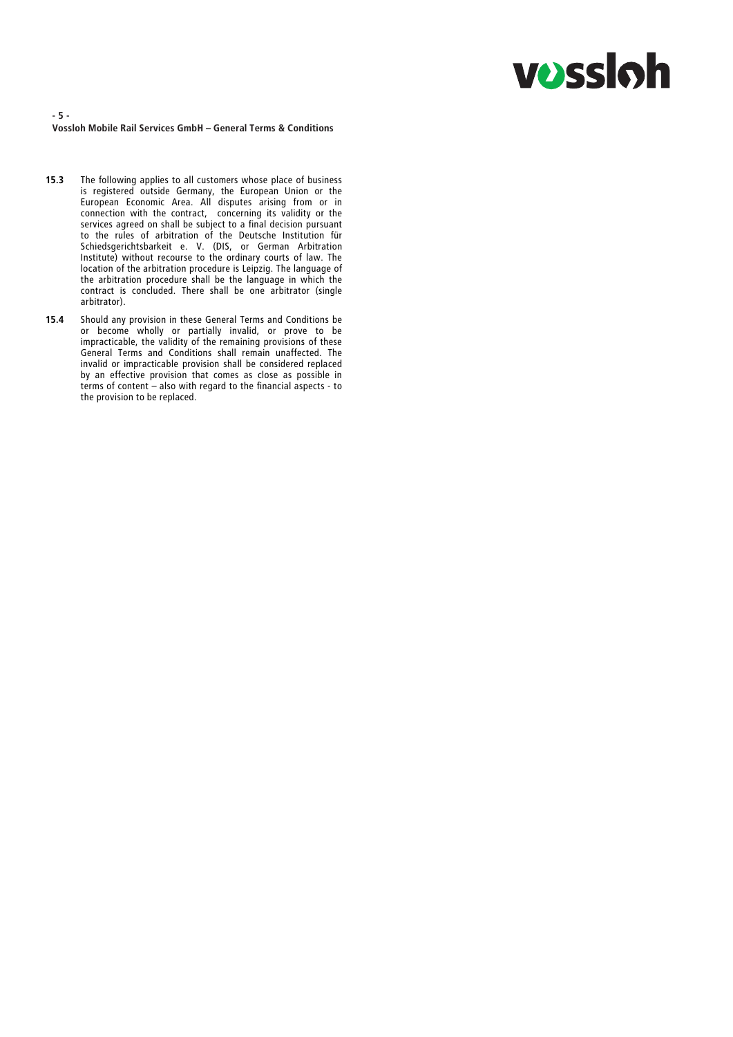**15.3** The following applies to all customers whose place of business is registered outside Germany, the European Union or the European Economic Area. All disputes arising from or in connection with the contract, concerning its validity or the services agreed on shall be subject to a final decision pursuant to the rules of arbitration of the Deutsche Institution für Schiedsgerichtsbarkeit e. V. (DIS, or German Arbitration Institute) without recourse to the ordinary courts of law. The location of the arbitration procedure is Leipzig. The language of the arbitration procedure shall be the language in which the contract is concluded. There shall be one arbitrator (single arbitrator).

**15.4** Should any provision in these General Terms and Conditions be or become wholly or partially invalid, or prove to be impracticable, the validity of the remaining provisions of these General Terms and Conditions shall remain unaffected. The invalid or impracticable provision shall be considered replaced by an effective provision that comes as close as possible in terms of content – also with regard to the financial aspects - to the provision to be replaced.